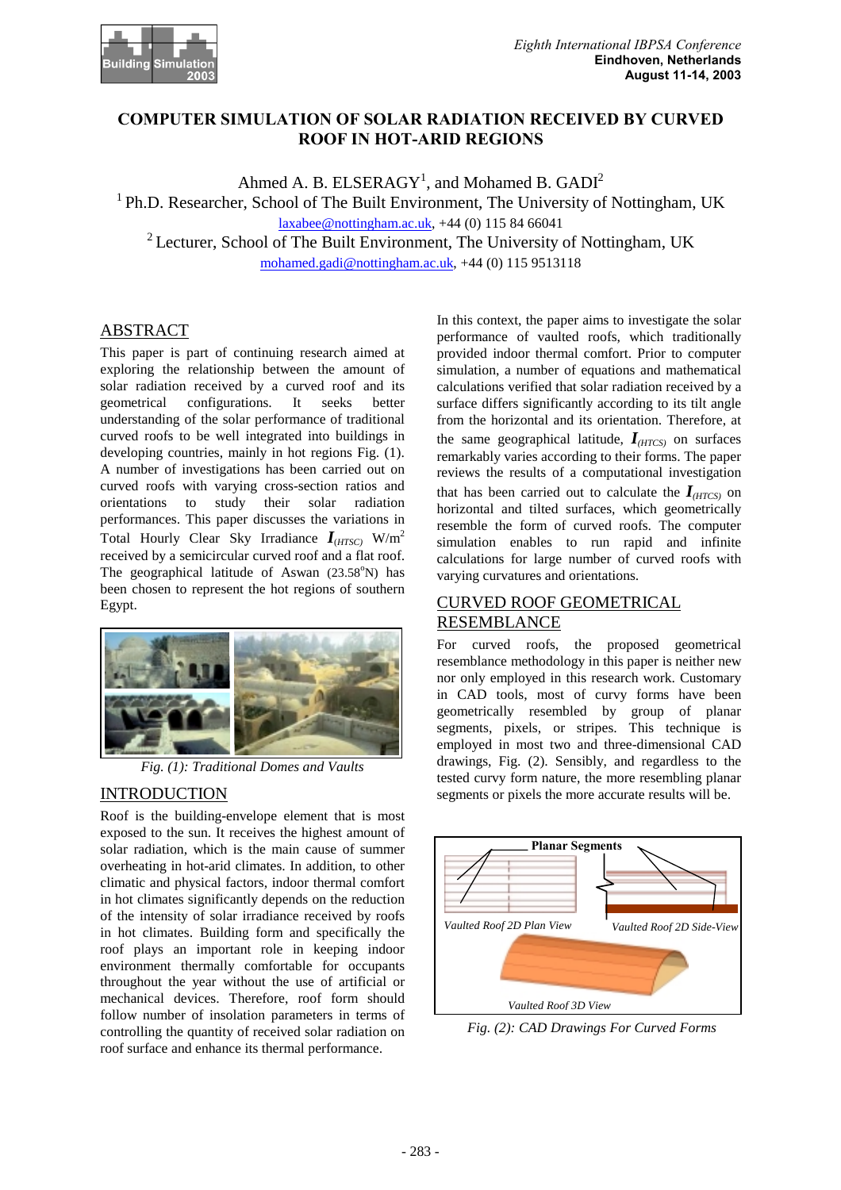# COMPUTER SIMULATION OF SOLAR RADIATION RECEIVED BY CURVED ROOF IN HOT-ARID REGIONS

Ahmed A. B. ELSERAGY[1], and Mohamed B. GADI[2]

[1] Ph.D. Researcher, School of The Built Environment, The University of Nottingham, UK
laxabee@nottingham.ac.uk, +44 (0) 115 84 66041

[2] Lecturer, School of The Built Environment, The University of Nottingham, UK
mohamed.gadi@nottingham.ac.uk, +44 (0) 115 9513118

## ABSTRACT

This paper is part of continuing research aimed at exploring the relationship between the amount of solar radiation received by a curved roof and its geometrical configurations. It seeks better understanding of the solar performance of traditional curved roofs to be well integrated into buildings in developing countries, mainly in hot regions Fig. (1). A number of investigations has been carried out on curved roofs with varying cross-section ratios and orientations to study their solar radiation performances. This paper discusses the variations in Total Hourly Clear Sky Irradiance $\boldsymbol{I}_{(HTSC)}$ W/m$^2$ received by a semicircular curved roof and a flat roof. The geographical latitude of Aswan (23.58°N) has been chosen to represent the hot regions of southern Egypt.

*Fig. (1): Traditional Domes and Vaults*

## INTRODUCTION

Roof is the building-envelope element that is most exposed to the sun. It receives the highest amount of solar radiation, which is the main cause of summer overheating in hot-arid climates. In addition, to other climatic and physical factors, indoor thermal comfort in hot climates significantly depends on the reduction of the intensity of solar irradiance received by roofs in hot climates. Building form and specifically the roof plays an important role in keeping indoor environment thermally comfortable for occupants throughout the year without the use of artificial or mechanical devices. Therefore, roof form should follow number of insolation parameters in terms of controlling the quantity of received solar radiation on roof surface and enhance its thermal performance.

In this context, the paper aims to investigate the solar performance of vaulted roofs, which provided indoor thermal comfort. Prior to computer simulation, a number of equations and mathematical calculations verified that solar radiation received by a surface differs significantly according to its tilt angle from the horizontal and its orientation. Therefore, at the same geographical latitude, $\boldsymbol{I}_{(HTCS)}$ on surfaces remarkably varies according to their forms. The paper reviews the results of a computational investigation that has been carried out to calculate the $\boldsymbol{I}_{(HTCS)}$ on horizontal and tilted surfaces, which geometrically resemble the form of curved roofs. The computer simulation enables to run rapid and infinite calculations for large number of curved roofs with varying curvatures and orientations.

## CURVED ROOF GEOMETRICAL RESEMBLANCE

For curved roofs, the proposed geometrical resemblance methodology in this paper is neither new nor only employed in this research work. Customary in CAD tools, most of curvy forms have been geometrically resembled by group of planar segments, pixels, or stripes. This technique is employed in most two and three-dimensional CAD drawings, Fig. (2). Sensibly, and regardless to the tested curvy form nature, the more resembling planar segments or pixels the more accurate results will be.

Planar Segments

Vaulted Roof 2D Plan View

Vaulted Roof 2D Side-View

Vaulted Roof 3D View

*Fig. (2): CAD Drawings For Curved Forms*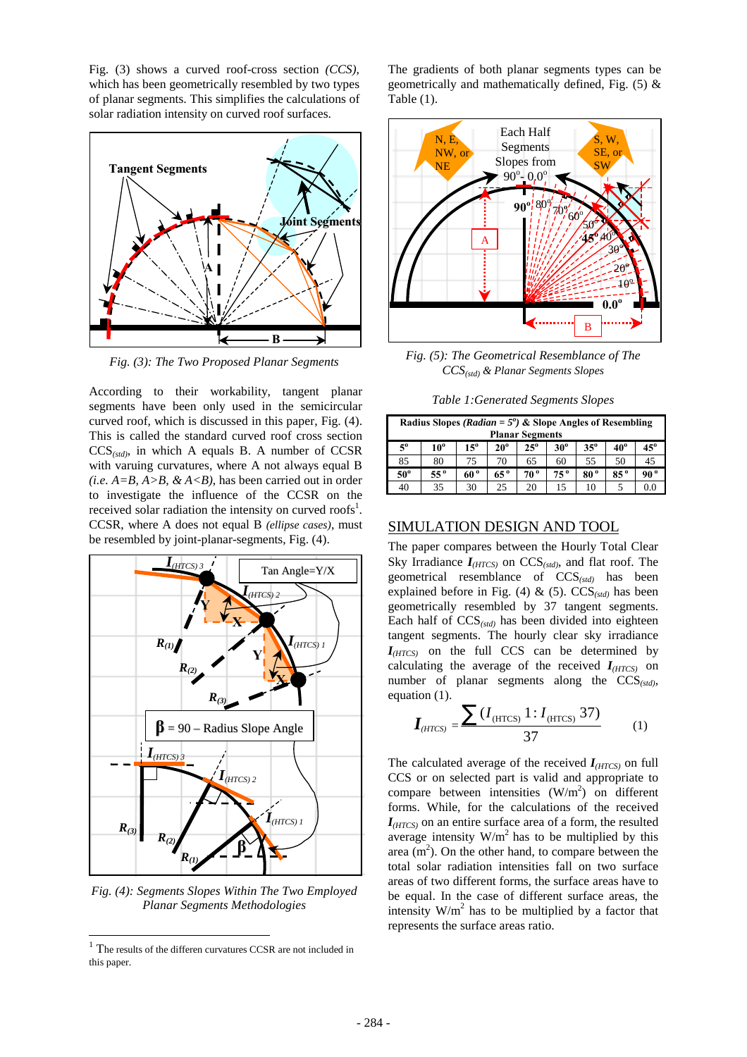Fig. (3) shows a curved roof-cross section *(CCS)*, which has been geometrically resembled by two types of planar segments. This simplifies the calculations of solar radiation intensity on curved roof surfaces.

*Fig. (3): The Two Proposed Planar Segments*

According to their workability, tangent planar segments have been only used in the semicircular curved roof, which is discussed in this paper, Fig. (4). This is called the standard curved roof cross section $CCS_{(std)}$, in which A equals B. A number of CCSR with varuing curvatures, where A not always equal B *(i.e. A=B, A>B, & A<B)*, has been carried out in order to investigate the influence of the CCSR on the received solar radiation the intensity on curved roofs[1]. CCSR, where A does not equal B *(ellipse cases)*, must be resembled by joint-planar-segments, Fig. (4).

*Fig. (4): Segments Slopes Within The Two Employed Planar Segments Methodologies*

[1] The results of the differen curvatures CCSR are not included in this paper.

The gradients of both planar segments types can be geometrically and mathematically defined, Fig. (5) & Table (1).

*Fig. (5): The Geometrical Resemblance of The $CCS_{(std)}$ & Planar Segments Slopes*

*Table 1:Generated Segments Slopes*

| Radius Slopes *(Radian = 5°)* & Slope Angles of Resembling Planar Segments | | | | | | | | |
|---|---|---|---|---|---|---|---|---|
| 5° | 10° | 15° | 20° | 25° | 30° | 35° | 40° | 45° |
| 85 | 80 | 75 | 70 | 65 | 60 | 55 | 50 | 45 |
| 50° | 55° | 60° | 65° | 70° | 75° | 80° | 85° | 90° |
| 40 | 35 | 30 | 25 | 20 | 15 | 10 | 5 | 0.0 |

## SIMULATION DESIGN AND TOOL

The paper compares between the Hourly Total Clear Sky Irradiance $I_{(HTCS)}$ on $CCS_{(std)}$, and flat roof. The geometrical resemblance of $CCS_{(std)}$ has been explained before in Fig. (4) & (5). $CCS_{(std)}$ has been geometrically resembled by 37 tangent segments. Each half of $CCS_{(std)}$ has been divided into eighteen tangent segments. The hourly clear sky irradiance $I_{(HTCS)}$ on the full CCS can be determined by calculating the average of the received $I_{(HTCS)}$ on number of planar segments along the $CCS_{(std)}$, equation (1).

$$I_{(HTCS)} = \frac{\sum (I_{(HTCS)}\ 1 : I_{(HTCS)}\ 37)}{37} \qquad (1)$$

The calculated average of the received $I_{(HTCS)}$ on full CCS or on selected part is valid and appropriate to compare between intensities ($W/m^2$) on different forms. While, for the calculations of the received $I_{(HTCS)}$ on an entire surface area of a form, the resulted average intensity $W/m^2$ has to be multiplied by this area ($m^2$). On the other hand, to compare between the total solar radiation intensities fall on two surface areas of two different forms, the surface areas have to be equal. In the case of different surface areas, the intensity $W/m^2$ has to be multiplied by a factor that represents the surface areas ratio.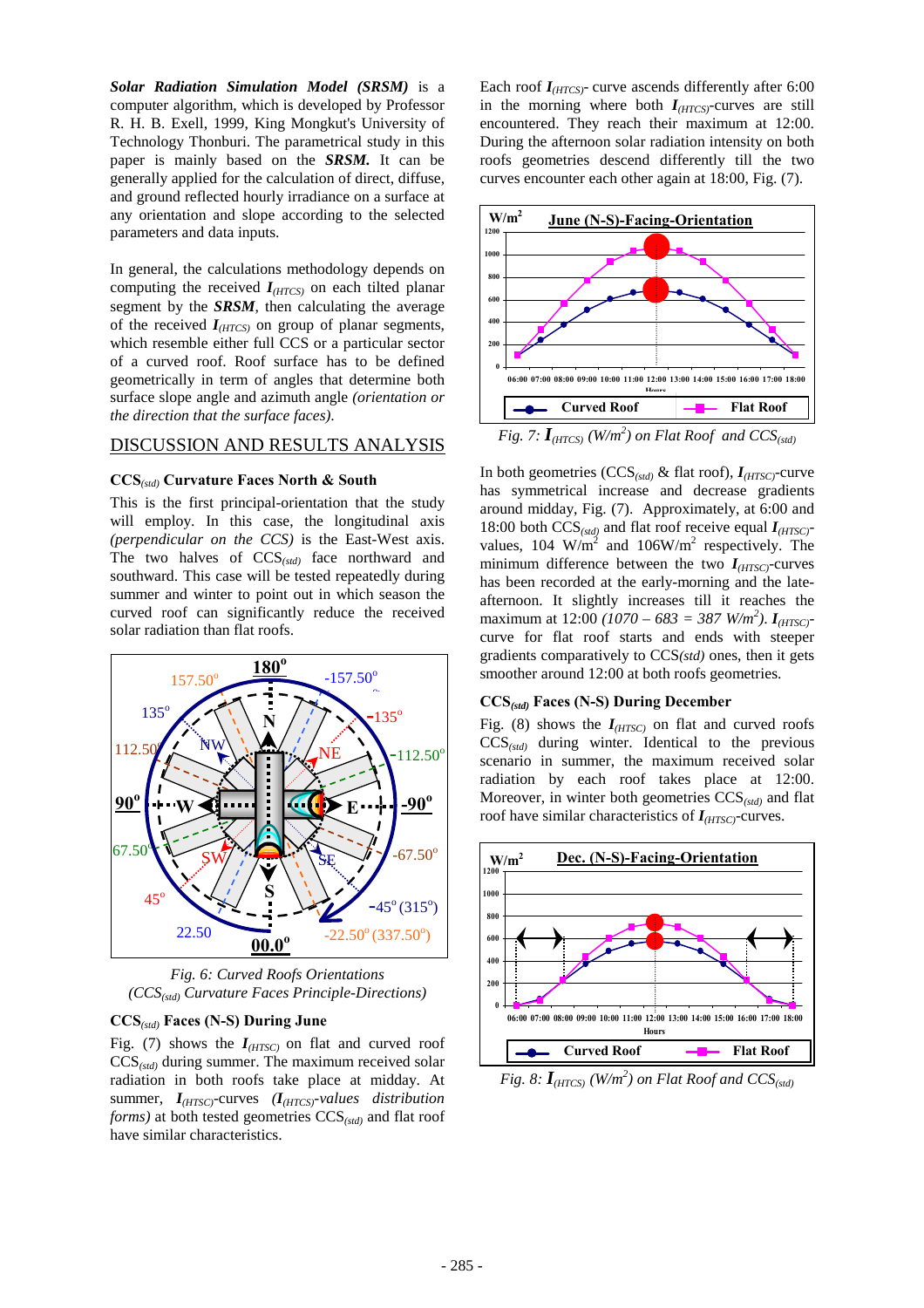***Solar Radiation Simulation Model (SRSM)*** is a computer algorithm, which is developed by Professor R. H. B. Exell, 1999, King Mongkut's University of Technology Thonburi. The parametrical study in this paper is mainly based on the ***SRSM.*** It can be generally applied for the calculation of direct, diffuse, and ground reflected hourly irradiance on a surface at any orientation and slope according to the selected parameters and data inputs.

In general, the calculations methodology depends on computing the received $I_{(HTCS)}$ on each tilted planar segment by the ***SRSM***, then calculating the average of the received $I_{(HTCS)}$ on group of planar segments, which resemble either full CCS or a particular sector of a curved roof. Roof surface has to be defined geometrically in term of angles that determine both surface slope angle and azimuth angle *(orientation or the direction that the surface faces).*

## DISCUSSION AND RESULTS ANALYSIS

### $CCS_{(std)}$ Curvature Faces North & South

This is the first principal-orientation that the study will employ. In this case, the longitudinal axis *(perpendicular on the CCS)* is the East-West axis. The two halves of $CCS_{(std)}$ face northward and southward. This case will be tested repeatedly during summer and winter to point out in which season the curved roof can significantly reduce the received solar radiation than flat roofs.

*Fig. 6: Curved Roofs Orientations ($CCS_{(std)}$ Curvature Faces Principle-Directions)*

### $CCS_{(std)}$ Faces (N-S) During June

Fig. (7) shows the $I_{(HTSC)}$ on flat and curved roof $CCS_{(std)}$ during summer. The maximum received solar radiation in both roofs take place at midday. At summer, $I_{(HTSC)}$-curves *($I_{(HTCS)}$-values distribution forms)* at both tested geometries $CCS_{(std)}$ and flat roof have similar characteristics.

Each roof $I_{(HTCS)}$- curve ascends differently after 6:00 in the morning where both $I_{(HTCS)}$-curves are still encountered. They reach their maximum at 12:00. During the afternoon solar radiation intensity on both roofs geometries descend differently till the two curves encounter each other again at 18:00, Fig. (7).

*Fig. 7: $I_{(HTCS)}$ ($W/m^2$) on Flat Roof and $CCS_{(std)}$*

In both geometries ($CCS_{(std)}$ & flat roof), $I_{(HTSC)}$-curve has symmetrical increase and decrease gradients around midday, Fig. (7). Approximately, at 6:00 and 18:00 both $CCS_{(std)}$ and flat roof receive equal $I_{(HTSC)}$-values, 104 $W/m^2$ and 106$W/m^2$ respectively. The minimum difference between the two $I_{(HTSC)}$-curves has been recorded at the early-morning and the late-afternoon. It slightly increases till it reaches the maximum at 12:00 *(1070 – 683 = 387 $W/m^2$)*. $I_{(HTSC)}$-curve for flat roof starts and ends with steeper gradients comparatively to $CCS_{(std)}$ ones, then it gets smoother around 12:00 at both roofs geometries.

### $CCS_{(std)}$ Faces (N-S) During December

Fig. (8) shows the $I_{(HTSC)}$ on flat and curved roofs $CCS_{(std)}$ during winter. Identical to the previous scenario in summer, the maximum received solar radiation by each roof takes place at 12:00. Moreover, in winter both geometries $CCS_{(std)}$ and flat roof have similar characteristics of $I_{(HTSC)}$-curves.

*Fig. 8: $I_{(HTCS)}$ ($W/m^2$) on Flat Roof and $CCS_{(std)}$*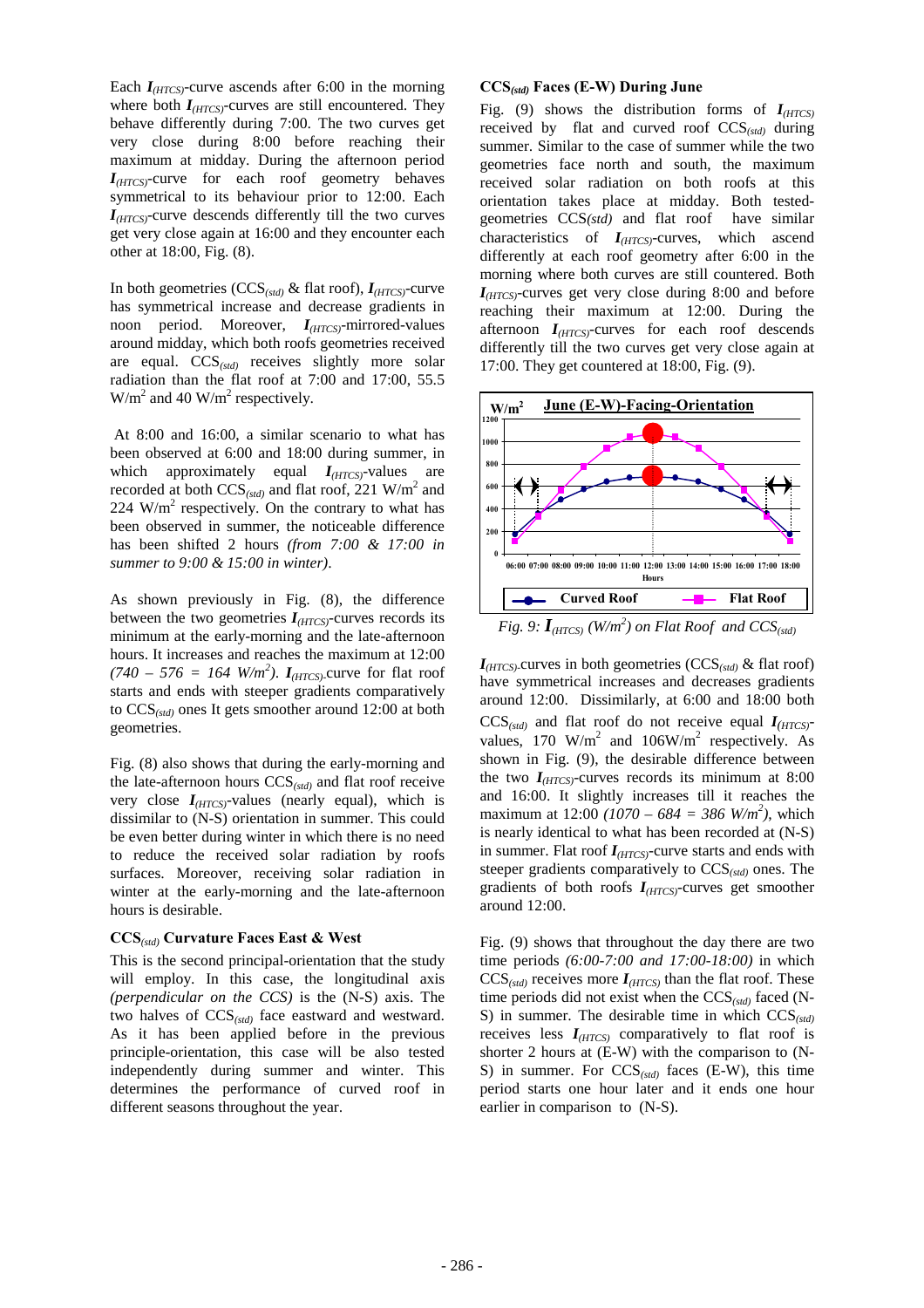Each $I_{(HTCS)}$-curve ascends after 6:00 in the morning where both $I_{(HTCS)}$-curves are still encountered. They behave differently during 7:00. The two curves get very close during 8:00 before reaching their maximum at midday. During the afternoon period $I_{(HTCS)}$-curve for each roof geometry behaves symmetrical to its behaviour prior to 12:00. Each $I_{(HTCS)}$-curve descends differently till the two curves get very close again at 16:00 and they encounter each other at 18:00, Fig. (8).

In both geometries ($CCS_{(std)}$ & flat roof), $I_{(HTCS)}$-curve has symmetrical increase and decrease gradients in noon period. Moreover, $I_{(HTCS)}$-mirrored-values around midday, which both roofs geometries received are equal. $CCS_{(std)}$ receives slightly more solar radiation than the flat roof at 7:00 and 17:00, 55.5 $W/m^2$ and 40 $W/m^2$ respectively.

At 8:00 and 16:00, a similar scenario to what has been observed at 6:00 and 18:00 during summer, in which approximately equal $I_{(HTCS)}$-values are recorded at both $CCS_{(std)}$ and flat roof, 221 $W/m^2$ and 224 $W/m^2$ respectively. On the contrary to what has been observed in summer, the noticeable difference has been shifted 2 hours *(from 7:00 & 17:00 in summer to 9:00 & 15:00 in winter)*.

As shown previously in Fig. (8), the difference between the two geometries $I_{(HTCS)}$-curves records its minimum at the early-morning and the late-afternoon hours. It increases and reaches the maximum at 12:00 *(740 – 576 = 164 $W/m^2$)*. $I_{(HTCS)}$-curve for flat roof starts and ends with steeper gradients comparatively to $CCS_{(std)}$ ones It gets smoother around 12:00 at both geometries.

Fig. (8) also shows that during the early-morning and the late-afternoon hours $CCS_{(std)}$ and flat roof receive very close $I_{(HTCS)}$-values (nearly equal), which is dissimilar to (N-S) orientation in summer. This could be even better during winter in which there is no need to reduce the received solar radiation by roofs surfaces. Moreover, receiving solar radiation in winter at the early-morning and the late-afternoon hours is desirable.

### $CCS_{(std)}$ Curvature Faces East & West

This is the second principal-orientation that the study will employ. In this case, the longitudinal axis *(perpendicular on the CCS)* is the (N-S) axis. The two halves of $CCS_{(std)}$ face eastward and westward. As it has been applied before in the previous principle-orientation, this case will be also tested independently during summer and winter. This determines the performance of curved roof in different seasons throughout the year.

### $CCS_{(std)}$ Faces (E-W) During June

Fig. (9) shows the distribution forms of $I_{(HTCS)}$ received by flat and curved roof $CCS_{(std)}$ during summer. Similar to the case of summer while the two geometries face north and south, the maximum received solar radiation on both roofs at this orientation takes place at midday. Both tested-geometries $CCS_{(std)}$ and flat roof have similar characteristics of $I_{(HTCS)}$-curves, which ascend differently at each roof geometry after 6:00 in the morning where both curves are still countered. Both $I_{(HTCS)}$-curves get very close during 8:00 and before reaching their maximum at 12:00. During the afternoon $I_{(HTCS)}$-curves for each roof descends differently till the two curves get very close again at 17:00. They get countered at 18:00, Fig. (9).

*Fig. 9: $I_{(HTCS)}$ ($W/m^2$) on Flat Roof and $CCS_{(std)}$*

$I_{(HTCS)}$-curves in both geometries ($CCS_{(std)}$ & flat roof) have symmetrical increases and decreases gradients around 12:00. Dissimilarly, at 6:00 and 18:00 both $CCS_{(std)}$ and flat roof do not receive equal $I_{(HTCS)}$-values, 170 $W/m^2$ and 106$W/m^2$ respectively. As shown in Fig. (9), the desirable difference between the two $I_{(HTCS)}$-curves records its minimum at 8:00 and 16:00. It slightly increases till it reaches the maximum at 12:00 *(1070 – 684 = 386 $W/m^2$)*, which is nearly identical to what has been recorded at (N-S) in summer. Flat roof $I_{(HTCS)}$-curve starts and ends with steeper gradients comparatively to $CCS_{(std)}$ ones. The gradients of both roofs $I_{(HTCS)}$-curves get smoother around 12:00.

Fig. (9) shows that throughout the day there are two time periods *(6:00-7:00 and 17:00-18:00)* in which $CCS_{(std)}$ receives more $I_{(HTCS)}$ than the flat roof. These time periods did not exist when the $CCS_{(std)}$ faced (N-S) in summer. The desirable time in which $CCS_{(std)}$ receives less $I_{(HTCS)}$ comparatively to flat roof is shorter 2 hours at (E-W) with the comparison to (N-S) in summer. For $CCS_{(std)}$ faces (E-W), this time period starts one hour later and it ends one hour earlier in comparison to (N-S).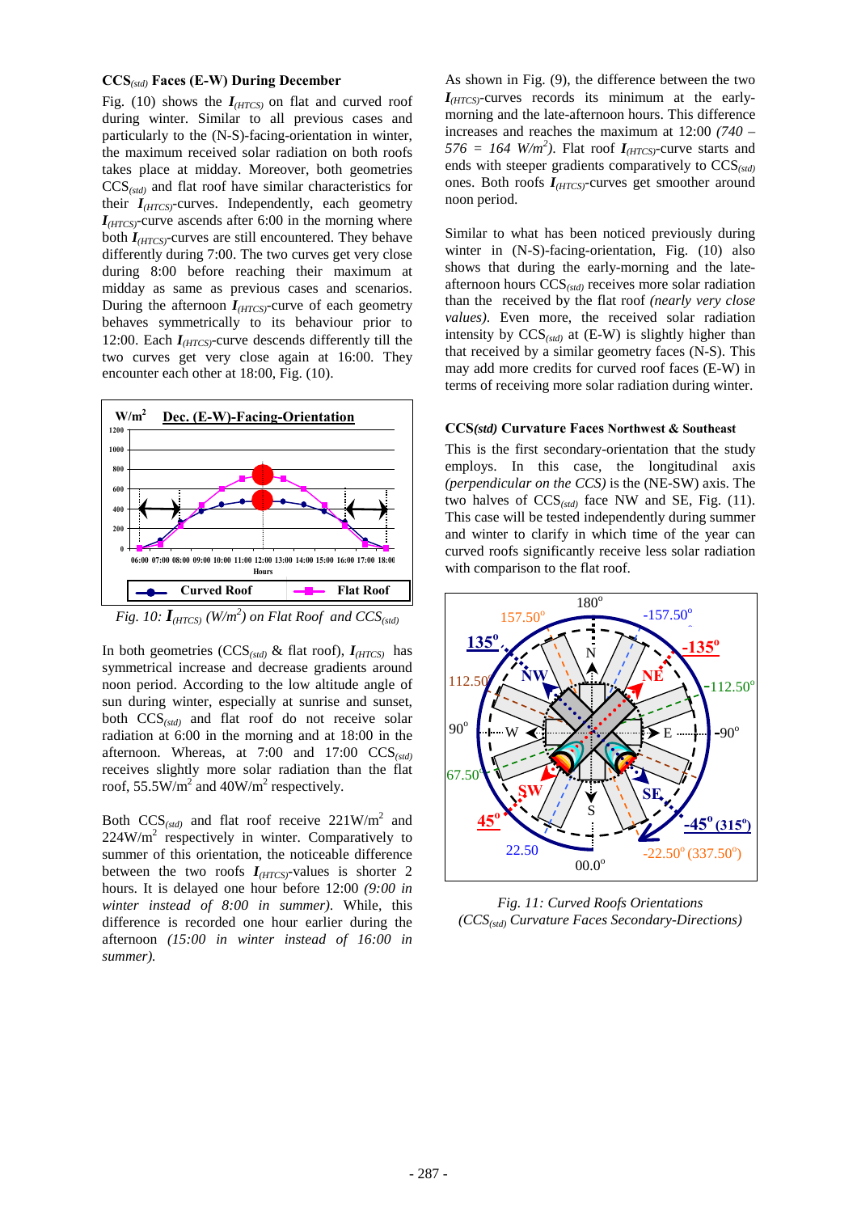### $CCS_{(std)}$ Faces (E-W) During December

Fig. (10) shows the $I_{(HTCS)}$ on flat and curved roof during winter. Similar to all previous cases and particularly to the (N-S)-facing-orientation in winter, the maximum received solar radiation on both roofs takes place at midday. Moreover, both geometries $CCS_{(std)}$ and flat roof have similar characteristics for their $I_{(HTCS)}$-curves. Independently, each geometry $I_{(HTCS)}$-curve ascends after 6:00 in the morning where both $I_{(HTCS)}$-curves are still encountered. They behave differently during 7:00. The two curves get very close during 8:00 before reaching their maximum at midday as same as previous cases and scenarios. During the afternoon $I_{(HTCS)}$-curve of each geometry behaves symmetrically to its behaviour prior to 12:00. Each $I_{(HTCS)}$-curve descends differently till the two curves get very close again at 16:00. They encounter each other at 18:00, Fig. (10).

*Fig. 10: $I_{(HTCS)}$ ($W/m^2$) on Flat Roof and $CCS_{(std)}$*

In both geometries ($CCS_{(std)}$ & flat roof), $I_{(HTCS)}$ has symmetrical increase and decrease gradients around noon period. According to the low altitude angle of sun during winter, especially at sunrise and sunset, both $CCS_{(std)}$ and flat roof do not receive solar radiation at 6:00 in the morning and at 18:00 in the afternoon. Whereas, at 7:00 and 17:00 $CCS_{(std)}$ receives slightly more solar radiation than the flat roof, 55.5$W/m^2$ and 40$W/m^2$ respectively.

Both $CCS_{(std)}$ and flat roof receive 221$W/m^2$ and 224$W/m^2$ respectively in winter. Comparatively to summer of this orientation, the noticeable difference between the two roofs $I_{(HTCS)}$-values is shorter 2 hours. It is delayed one hour before 12:00 *(9:00 in winter instead of 8:00 in summer)*. While, this difference is recorded one hour earlier during the afternoon *(15:00 in winter instead of 16:00 in summer)*.

As shown in Fig. (9), the difference between the two $I_{(HTCS)}$-curves records its minimum at the early-morning and the late-afternoon hours. This difference increases and reaches the maximum at 12:00 *(740 – 576 = 164 $W/m^2$)*. Flat roof $I_{(HTCS)}$-curve starts and ends with steeper gradients comparatively to $CCS_{(std)}$ ones. Both roofs $I_{(HTCS)}$-curves get smoother around noon period.

Similar to what has been noticed previously during winter in (N-S)-facing-orientation, Fig. (10) also shows that during the early-morning and the late-afternoon hours $CCS_{(std)}$ receives more solar radiation than the received by the flat roof *(nearly very close values)*. Even more, the received solar radiation intensity by $CCS_{(std)}$ at (E-W) is slightly higher than that received by a similar geometry faces (N-S). This may add more credits for curved roof faces (E-W) in terms of receiving more solar radiation during winter.

### $CCS_{(std)}$ Curvature Faces Northwest & Southeast

This is the first secondary-orientation that the study employs. In this case, the longitudinal axis *(perpendicular on the CCS)* is the (NE-SW) axis. The two halves of $CCS_{(std)}$ face NW and SE, Fig. (11). This case will be tested independently during summer and winter to clarify in which time of the year can curved roofs significantly receive less solar radiation with comparison to the flat roof.

*Fig. 11: Curved Roofs Orientations ($CCS_{(std)}$ Curvature Faces Secondary-Directions)*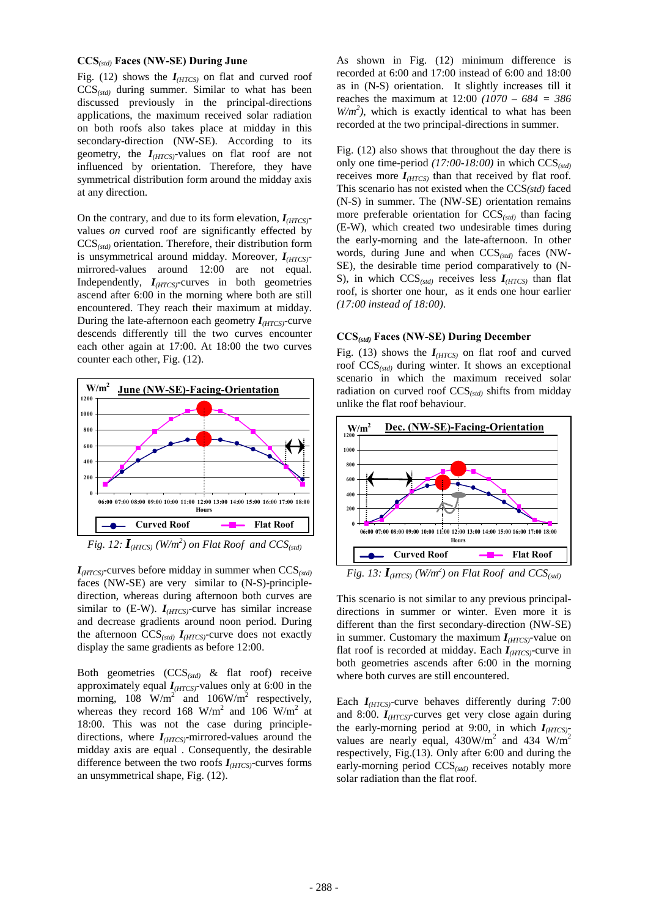### $CCS_{(std)}$ Faces (NW-SE) During June

Fig. (12) shows the $I_{(HTCS)}$ on flat and curved roof $CCS_{(std)}$ during summer. Similar to what has been discussed previously in the principal-directions applications, the maximum received solar radiation on both roofs also takes place at midday in this secondary-direction (NW-SE). According to its geometry, the $I_{(HTCS)}$-values on flat roof are not influenced by orientation. Therefore, they have symmetrical distribution form around the midday axis at any direction.

On the contrary, and due to its form elevation, $I_{(HTCS)}$-values *on* curved roof are significantly effected by $CCS_{(std)}$ orientation. Therefore, their distribution form is unsymmetrical around midday. Moreover, $I_{(HTCS)}$-mirrored-values around 12:00 are not equal. Independently, $I_{(HTCS)}$-curves in both geometries ascend after 6:00 in the morning where both are still encountered. They reach their maximum at midday. During the late-afternoon each geometry $I_{(HTCS)}$-curve descends differently till the two curves encounter each other again at 17:00. At 18:00 the two curves counter each other, Fig. (12).

*Fig. 12: $I_{(HTCS)}$ (W/m$^2$) on Flat Roof and $CCS_{(std)}$*

$I_{(HTCS)}$-curves before midday in summer when $CCS_{(std)}$ faces (NW-SE) are very similar to (N-S)-principle-direction, whereas during afternoon both curves are similar to (E-W). $I_{(HTCS)}$-curve has similar increase and decrease gradients around noon period. During the afternoon $CCS_{(std)}$ $I_{(HTCS)}$-curve does not exactly display the same gradients as before 12:00.

Both geometries ($CCS_{(std)}$ & flat roof) receive approximately equal $I_{(HTCS)}$-values only at 6:00 in the morning, 108 W/m$^2$ and 106W/m$^2$ respectively, whereas they record 168 W/m$^2$ and 106 W/m$^2$ at 18:00. This was not the case during principle-directions, where $I_{(HTCS)}$-mirrored-values around the midday axis are equal . Consequently, the desirable difference between the two roofs $I_{(HTCS)}$-curves forms an unsymmetrical shape, Fig. (12).

As shown in Fig. (12) minimum difference is recorded at 6:00 and 17:00 instead of 6:00 and 18:00 as in (N-S) orientation. It slightly increases till it reaches the maximum at 12:00 *(1070 – 684 = 386 W/m$^2$)*, which is exactly identical to what has been recorded at the two principal-directions in summer.

Fig. (12) also shows that throughout the day there is only one time-period *(17:00-18:00)* in which $CCS_{(std)}$ receives more $I_{(HTCS)}$ than that received by flat roof. This scenario has not existed when the $CCS_{(std)}$ faced (N-S) in summer. The (NW-SE) orientation remains more preferable orientation for $CCS_{(std)}$ than facing (E-W), which created two undesirable times during the early-morning and the late-afternoon. In other words, during June and when $CCS_{(std)}$ faces (NW-SE), the desirable time period comparatively to (N-S), in which $CCS_{(std)}$ receives less $I_{(HTCS)}$ than flat roof, is shorter one hour, as it ends one hour earlier *(17:00 instead of 18:00)*.

### $CCS_{(std)}$ Faces (NW-SE) During December

Fig. (13) shows the $I_{(HTCS)}$ on flat roof and curved roof $CCS_{(std)}$ during winter. It shows an exceptional scenario in which the maximum received solar radiation on curved roof $CCS_{(std)}$ shifts from midday unlike the flat roof behaviour.

*Fig. 13: $I_{(HTCS)}$ (W/m$^2$) on Flat Roof and $CCS_{(std)}$*

This scenario is not similar to any previous principal-directions in summer or winter. Even more it is different than the first secondary-direction (NW-SE) in summer. Customary the maximum $I_{(HTCS)}$-value on flat roof is recorded at midday. Each $I_{(HTCS)}$-curve in both geometries ascends after 6:00 in the morning where both curves are still encountered.

Each $I_{(HTCS)}$-curve behaves differently during 7:00 and 8:00. $I_{(HTCS)}$-curves get very close again during the early-morning period at 9:00, in which $I_{(HTCS)}$-values are nearly equal, 430W/m$^2$ and 434 W/m$^2$ respectively, Fig.(13). Only after 6:00 and during the early-morning period $CCS_{(std)}$ receives notably more solar radiation than the flat roof.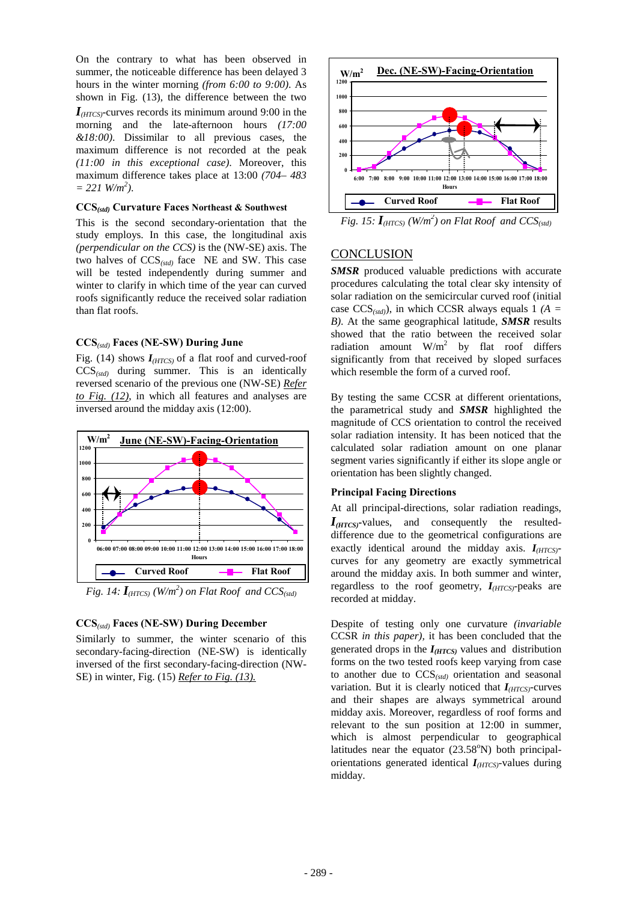On the contrary to what has been observed in summer, the noticeable difference has been delayed 3 hours in the winter morning *(from 6:00 to 9:00)*. As shown in Fig. (13), the difference between the two $I_{(HTCS)}$-curves records its minimum around 9:00 in the morning and the late-afternoon hours *(17:00 &18:00)*. Dissimilar to all previous cases, the maximum difference is not recorded at the peak *(11:00 in this exceptional case)*. Moreover, this maximum difference takes place at 13:00 *(704– 483 = 221 W/m²)*.

### $CCS_{(std)}$ Curvature Faces Northeast & Southwest

This is the second secondary-orientation that the study employs. In this case, the longitudinal axis *(perpendicular on the CCS)* is the (NW-SE) axis. The two halves of $CCS_{(std)}$ face NE and SW. This case will be tested independently during summer and winter to clarify in which time of the year can curved roofs significantly reduce the received solar radiation than flat roofs.

### $CCS_{(std)}$ Faces (NE-SW) During June

Fig. (14) shows $I_{(HTCS)}$ of a flat roof and curved-roof $CCS_{(std)}$ during summer. This is an identically reversed scenario of the previous one (NW-SE) Refer to Fig. (12), in which all features and analyses are inversed around the midday axis (12:00).

*Fig. 14: $I_{(HTCS)}$ (W/m²) on Flat Roof and $CCS_{(std)}$*

### $CCS_{(std)}$ Faces (NE-SW) During December

Similarly to summer, the winter scenario of this secondary-facing-direction (NE-SW) is identically inversed of the first secondary-facing-direction (NW-SE) in winter, Fig. (15) Refer to Fig. (13).

*Fig. 15: $I_{(HTCS)}$ (W/m²) on Flat Roof and $CCS_{(std)}$*

## CONCLUSION

***SMSR*** produced valuable predictions with accurate procedures calculating the total clear sky intensity of solar radiation on the semicircular curved roof (initial case $CCS_{(std)}$), in which CCSR always equals 1 *(A = B)*. At the same geographical latitude, ***SMSR*** results showed that the ratio between the received solar radiation amount W/m² by flat roof differs significantly from that received by sloped surfaces which resemble the form of a curved roof.

By testing the same CCSR at different orientations, the parametrical study and ***SMSR*** highlighted the magnitude of CCS orientation to control the received solar radiation intensity. It has been noticed that the calculated solar radiation amount on one planar segment varies significantly if either its slope angle or orientation has been slightly changed.

### Principal Facing Directions

At all principal-directions, solar radiation readings, $I_{(HTCS)}$-values, and consequently the resulted-difference due to the geometrical configurations are exactly identical around the midday axis. $I_{(HTCS)}$-curves for any geometry are exactly symmetrical around the midday axis. In both summer and winter, regardless to the roof geometry, $I_{(HTCS)}$-peaks are recorded at midday.

Despite of testing only one curvature *(invariable* CCSR *in this paper)*, it has been concluded that the generated drops in the $I_{(HTCS)}$ values and distribution forms on the two tested roofs keep varying from case to another due to $CCS_{(std)}$ orientation and seasonal variation. But it is clearly noticed that $I_{(HTCS)}$-curves and their shapes are always symmetrical around midday axis. Moreover, regardless of roof forms and relevant to the sun position at 12:00 in summer, which is almost perpendicular to geographical latitudes near the equator (23.58°N) both principal-orientations generated identical $I_{(HTCS)}$-values during midday.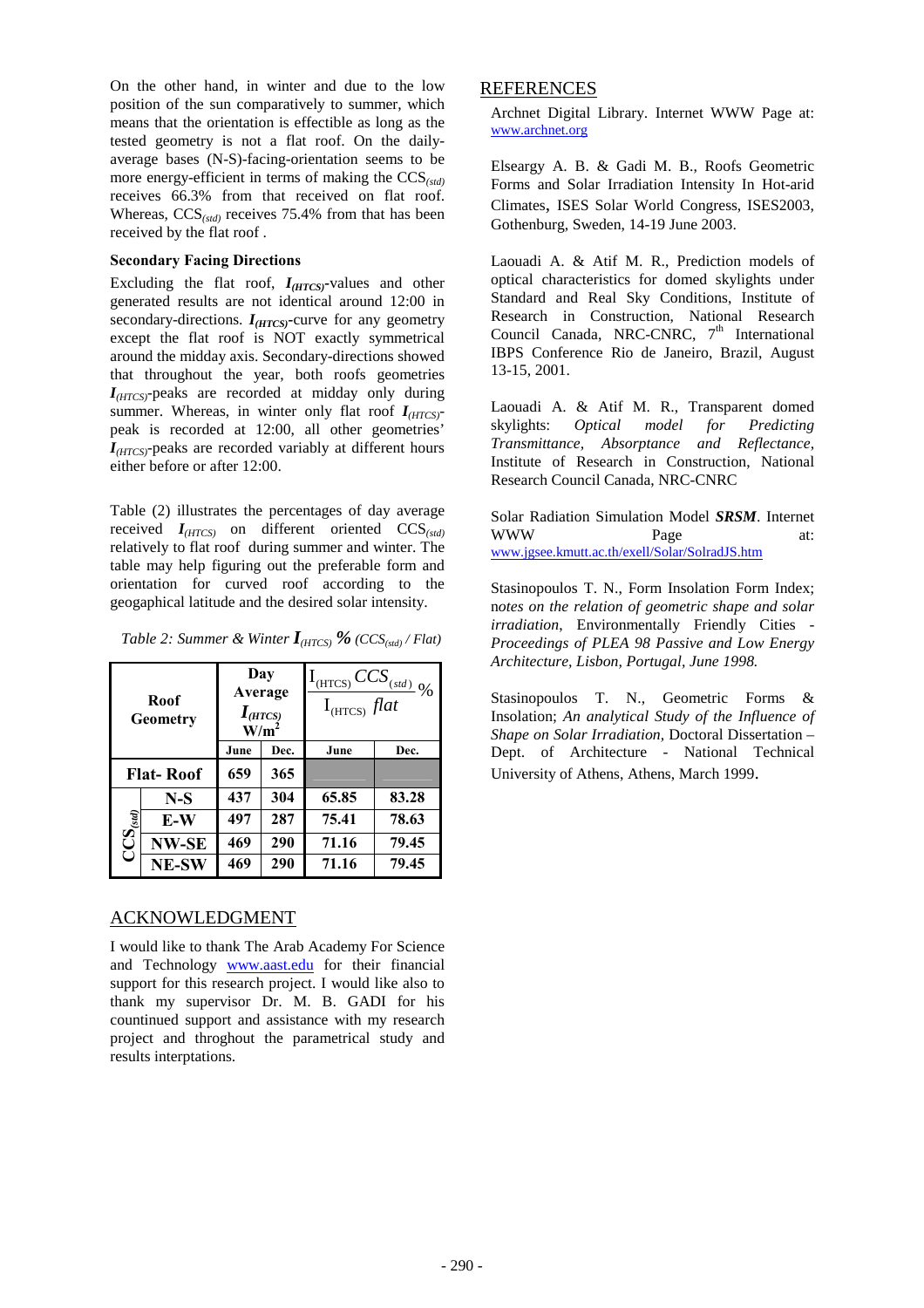On the other hand, in winter and due to the low position of the sun comparatively to summer, which means that the orientation is effectible as long as the tested geometry is not a flat roof. On the daily-average bases (N-S)-facing-orientation seems to be more energy-efficient in terms of making the $CCS_{(std)}$ receives 66.3% from that received on flat roof. Whereas, $CCS_{(std)}$ receives 75.4% from that has been received by the flat roof .

**Secondary Facing Directions**

Excluding the flat roof, $I_{(HTCS)}$-values and other generated results are not identical around 12:00 in secondary-directions. $I_{(HTCS)}$-curve for any geometry except the flat roof is NOT exactly symmetrical around the midday axis. Secondary-directions showed that throughout the year, both roofs geometries $I_{(HTCS)}$-peaks are recorded at midday only during summer. Whereas, in winter only flat roof $I_{(HTCS)}$-peak is recorded at 12:00, all other geometries' $I_{(HTCS)}$-peaks are recorded variably at different hours either before or after 12:00.

Table (2) illustrates the percentages of day average received $I_{(HTCS)}$ on different oriented $CCS_{(std)}$ relatively to flat roof during summer and winter. The table may help figuring out the preferable form and orientation for curved roof according to the geogaphical latitude and the desired solar intensity.

*Table 2: Summer & Winter $I_{(HTCS)}$ % ($CCS_{(std)}$ / Flat)*

| Roof Geometry | | Day Average $I_{(HTCS)}$ W/m² | | $\frac{I_{(HTCS)}\ CCS_{(std)}}{I_{(HTCS)}\ flat}$ % | |
|---|---|---|---|---|---|
| | | June | Dec. | June | Dec. |
| Flat- Roof | | 659 | 365 | | |
| $CCS_{(std)}$ | N-S | 437 | 304 | 65.85 | 83.28 |
| | E-W | 497 | 287 | 75.41 | 78.63 |
| | NW-SE | 469 | 290 | 71.16 | 79.45 |
| | NE-SW | 469 | 290 | 71.16 | 79.45 |

## ACKNOWLEDGMENT

I would like to thank The Arab Academy For Science and Technology www.aast.edu for their financial support for this research project. I would like also to thank my supervisor Dr. M. B. GADI for his countinued support and assistance with my research project and throghout the parametrical study and results interptations.

## REFERENCES

Archnet Digital Library. Internet WWW Page at: www.archnet.org

Elseargy A. B. & Gadi M. B., Roofs Geometric Forms and Solar Irradiation Intensity In Hot-arid Climates, ISES Solar World Congress, ISES2003, Gothenburg, Sweden, 14-19 June 2003.

Laouadi A. & Atif M. R., Prediction models of optical characteristics for domed skylights under Standard and Real Sky Conditions, Institute of Research in Construction, National Research Council Canada, NRC-CNRC, 7th International IBPS Conference Rio de Janeiro, Brazil, August 13-15, 2001.

Laouadi A. & Atif M. R., Transparent domed skylights: *Optical model for Predicting Transmittance, Absorptance and Reflectance*, Institute of Research in Construction, National Research Council Canada, NRC-CNRC

Solar Radiation Simulation Model ***SRSM***. Internet WWW Page at: www.jgsee.kmutt.ac.th/exell/Solar/SolradJS.htm

Stasinopoulos T. N., Form Insolation Form Index; *notes on the relation of geometric shape and solar irradiation*, Environmentally Friendly Cities - *Proceedings of PLEA 98 Passive and Low Energy Architecture, Lisbon, Portugal, June 1998.*

Stasinopoulos T. N., Geometric Forms & Insolation; *An analytical Study of the Influence of Shape on Solar Irradiation,* Doctoral Dissertation – Dept. of Architecture - National Technical University of Athens, Athens, March 1999.